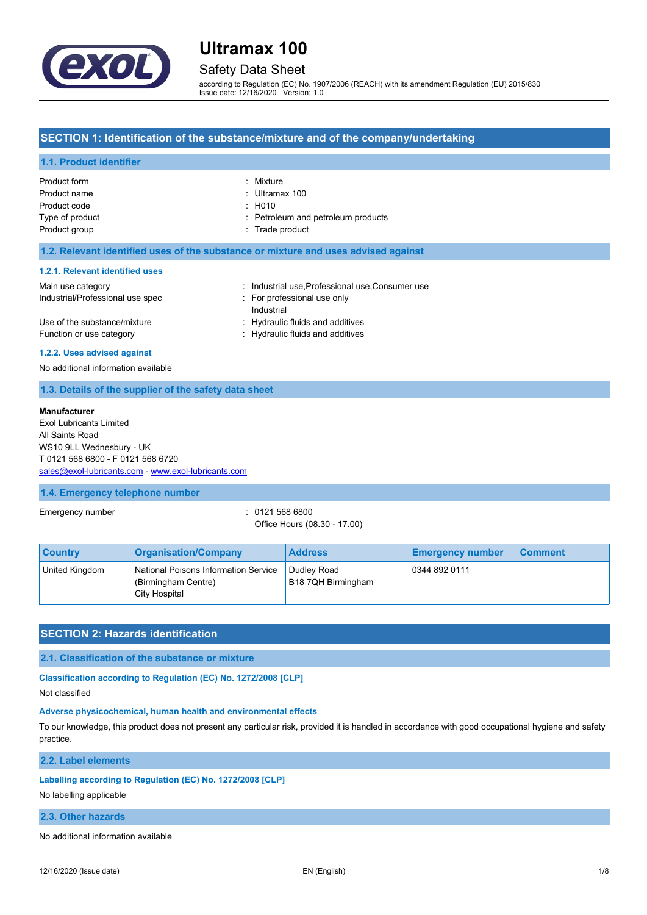# Ultramax 100

## Safety Data Sheet

according to Regulation (EC) No. 1907/2006 (REACH) with its amendment Regulation (EU) 2015/830
Issue date: 12/16/2020 Version: 1.0

## SECTION 1: Identification of the substance/mixture and of the company/undertaking

### 1.1. Product identifier

| | |
|---|---|
| Product form | : Mixture |
| Product name | : Ultramax 100 |
| Product code | : H010 |
| Type of product | : Petroleum and petroleum products |
| Product group | : Trade product |

### 1.2. Relevant identified uses of the substance or mixture and uses advised against

#### 1.2.1. Relevant identified uses

| | |
|---|---|
| Main use category | : Industrial use,Professional use,Consumer use |
| Industrial/Professional use spec | : For professional use only<br>Industrial |
| Use of the substance/mixture | : Hydraulic fluids and additives |
| Function or use category | : Hydraulic fluids and additives |

#### 1.2.2. Uses advised against

No additional information available

### 1.3. Details of the supplier of the safety data sheet

**Manufacturer**
Exol Lubricants Limited
All Saints Road
WS10 9LL Wednesbury - UK
T 0121 568 6800 - F 0121 568 6720
sales@exol-lubricants.com - www.exol-lubricants.com

### 1.4. Emergency telephone number

Emergency number : 0121 568 6800
Office Hours (08.30 - 17.00)

| Country | Organisation/Company | Address | Emergency number | Comment |
|---|---|---|---|---|
| United Kingdom | National Poisons Information Service (Birmingham Centre)<br>City Hospital | Dudley Road<br>B18 7QH Birmingham | 0344 892 0111 | |

## SECTION 2: Hazards identification

### 2.1. Classification of the substance or mixture

**Classification according to Regulation (EC) No. 1272/2008 [CLP]**

Not classified

**Adverse physicochemical, human health and environmental effects**

To our knowledge, this product does not present any particular risk, provided it is handled in accordance with good occupational hygiene and safety practice.

### 2.2. Label elements

**Labelling according to Regulation (EC) No. 1272/2008 [CLP]**

No labelling applicable

### 2.3. Other hazards

No additional information available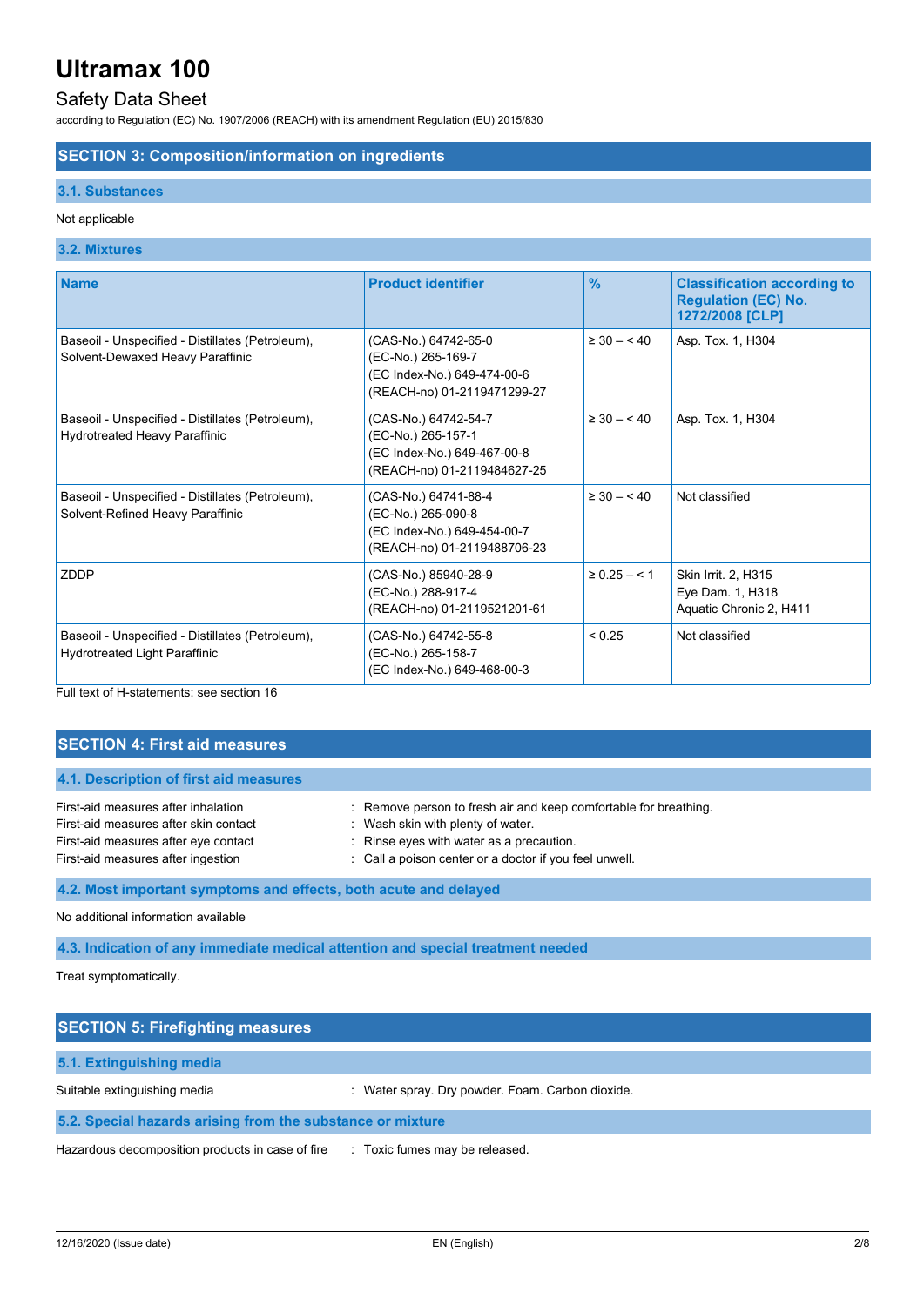## SECTION 3: Composition/information on ingredients

### 3.1. Substances

Not applicable

### 3.2. Mixtures

| Name | Product identifier | % | Classification according to Regulation (EC) No. 1272/2008 [CLP] |
|---|---|---|---|
| Baseoil - Unspecified - Distillates (Petroleum), Solvent-Dewaxed Heavy Paraffinic | (CAS-No.) 64742-65-0<br>(EC-No.) 265-169-7<br>(EC Index-No.) 649-474-00-6<br>(REACH-no) 01-2119471299-27 | ≥ 30 – < 40 | Asp. Tox. 1, H304 |
| Baseoil - Unspecified - Distillates (Petroleum), Hydrotreated Heavy Paraffinic | (CAS-No.) 64742-54-7<br>(EC-No.) 265-157-1<br>(EC Index-No.) 649-467-00-8<br>(REACH-no) 01-2119484627-25 | ≥ 30 – < 40 | Asp. Tox. 1, H304 |
| Baseoil - Unspecified - Distillates (Petroleum), Solvent-Refined Heavy Paraffinic | (CAS-No.) 64741-88-4<br>(EC-No.) 265-090-8<br>(EC Index-No.) 649-454-00-7<br>(REACH-no) 01-2119488706-23 | ≥ 30 – < 40 | Not classified |
| ZDDP | (CAS-No.) 85940-28-9<br>(EC-No.) 288-917-4<br>(REACH-no) 01-2119521201-61 | ≥ 0.25 – < 1 | Skin Irrit. 2, H315<br>Eye Dam. 1, H318<br>Aquatic Chronic 2, H411 |
| Baseoil - Unspecified - Distillates (Petroleum), Hydrotreated Light Paraffinic | (CAS-No.) 64742-55-8<br>(EC-No.) 265-158-7<br>(EC Index-No.) 649-468-00-3 | < 0.25 | Not classified |

Full text of H-statements: see section 16

## SECTION 4: First aid measures

### 4.1. Description of first aid measures

First-aid measures after inhalation : Remove person to fresh air and keep comfortable for breathing.
First-aid measures after skin contact : Wash skin with plenty of water.
First-aid measures after eye contact : Rinse eyes with water as a precaution.
First-aid measures after ingestion : Call a poison center or a doctor if you feel unwell.

### 4.2. Most important symptoms and effects, both acute and delayed

No additional information available

### 4.3. Indication of any immediate medical attention and special treatment needed

Treat symptomatically.

## SECTION 5: Firefighting measures

### 5.1. Extinguishing media

Suitable extinguishing media : Water spray. Dry powder. Foam. Carbon dioxide.

### 5.2. Special hazards arising from the substance or mixture

Hazardous decomposition products in case of fire : Toxic fumes may be released.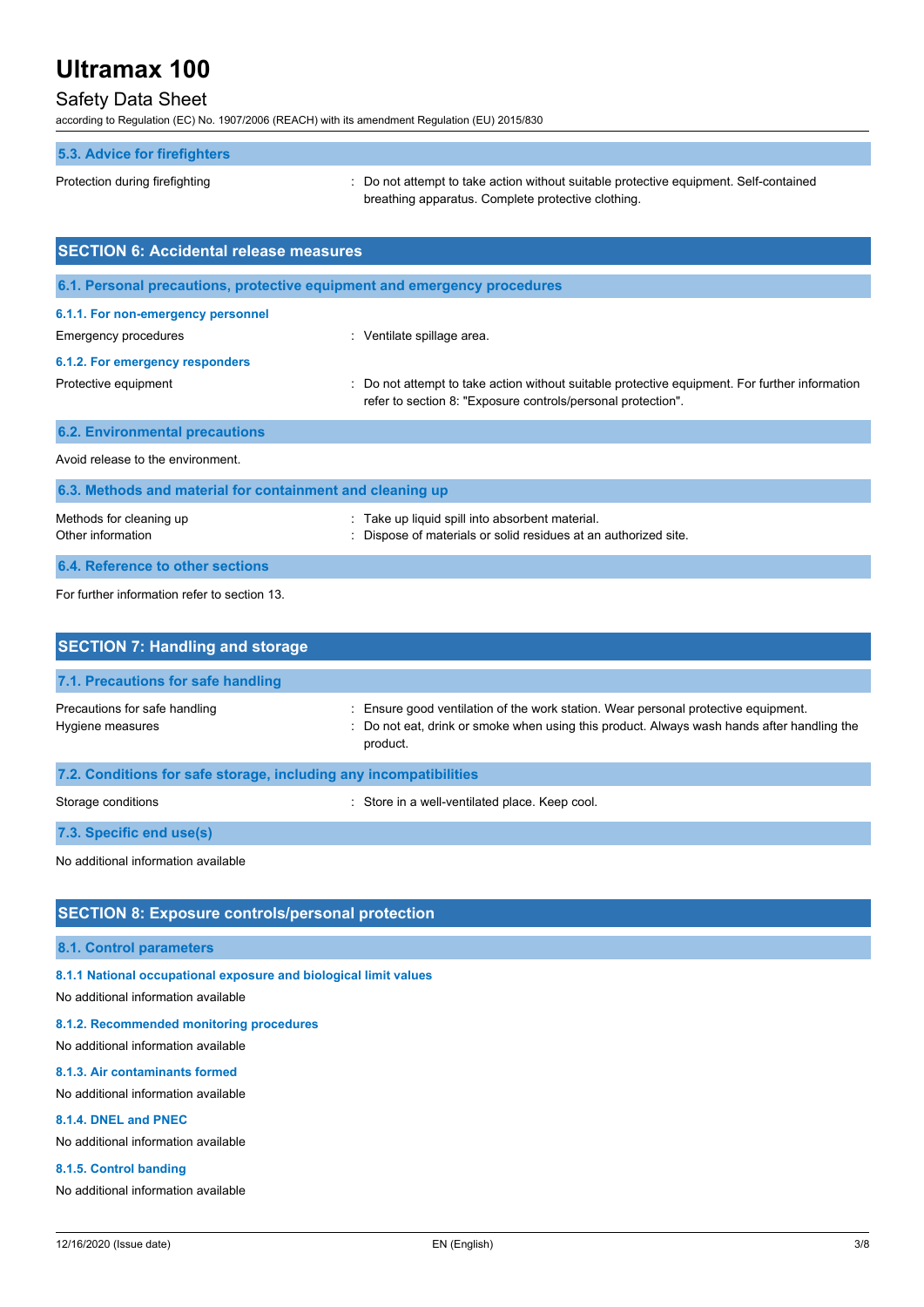### 5.3. Advice for firefighters

| | |
|---|---|
| Protection during firefighting | : Do not attempt to take action without suitable protective equipment. Self-contained breathing apparatus. Complete protective clothing. |

## SECTION 6: Accidental release measures

### 6.1. Personal precautions, protective equipment and emergency procedures

#### 6.1.1. For non-emergency personnel

| | |
|---|---|
| Emergency procedures | : Ventilate spillage area. |

#### 6.1.2. For emergency responders

| | |
|---|---|
| Protective equipment | : Do not attempt to take action without suitable protective equipment. For further information refer to section 8: "Exposure controls/personal protection". |

### 6.2. Environmental precautions

Avoid release to the environment.

### 6.3. Methods and material for containment and cleaning up

| | |
|---|---|
| Methods for cleaning up | : Take up liquid spill into absorbent material. |
| Other information | : Dispose of materials or solid residues at an authorized site. |

### 6.4. Reference to other sections

For further information refer to section 13.

## SECTION 7: Handling and storage

### 7.1. Precautions for safe handling

| | |
|---|---|
| Precautions for safe handling | : Ensure good ventilation of the work station. Wear personal protective equipment. |
| Hygiene measures | : Do not eat, drink or smoke when using this product. Always wash hands after handling the product. |

### 7.2. Conditions for safe storage, including any incompatibilities

| | |
|---|---|
| Storage conditions | : Store in a well-ventilated place. Keep cool. |

### 7.3. Specific end use(s)

No additional information available

## SECTION 8: Exposure controls/personal protection

### 8.1. Control parameters

#### 8.1.1 National occupational exposure and biological limit values

No additional information available

#### 8.1.2. Recommended monitoring procedures

No additional information available

#### 8.1.3. Air contaminants formed

No additional information available

#### 8.1.4. DNEL and PNEC

No additional information available

#### 8.1.5. Control banding

No additional information available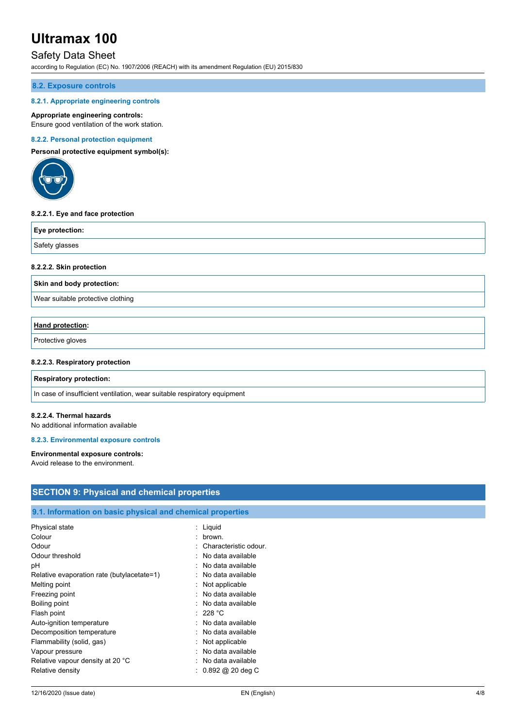### 8.2. Exposure controls

#### 8.2.1. Appropriate engineering controls

**Appropriate engineering controls:**
Ensure good ventilation of the work station.

#### 8.2.2. Personal protection equipment

**Personal protective equipment symbol(s):**

**8.2.2.1. Eye and face protection**

| Eye protection: |
| --- |
| Safety glasses |

**8.2.2.2. Skin protection**

| Skin and body protection: |
| --- |
| Wear suitable protective clothing |

| Hand protection: |
| --- |
| Protective gloves |

**8.2.2.3. Respiratory protection**

| Respiratory protection: |
| --- |
| In case of insufficient ventilation, wear suitable respiratory equipment |

**8.2.2.4. Thermal hazards**
No additional information available

#### 8.2.3. Environmental exposure controls

**Environmental exposure controls:**
Avoid release to the environment.

## SECTION 9: Physical and chemical properties

### 9.1. Information on basic physical and chemical properties

| | |
| --- | --- |
| Physical state | : Liquid |
| Colour | : brown. |
| Odour | : Characteristic odour. |
| Odour threshold | : No data available |
| pH | : No data available |
| Relative evaporation rate (butylacetate=1) | : No data available |
| Melting point | : Not applicable |
| Freezing point | : No data available |
| Boiling point | : No data available |
| Flash point | : 228 °C |
| Auto-ignition temperature | : No data available |
| Decomposition temperature | : No data available |
| Flammability (solid, gas) | : Not applicable |
| Vapour pressure | : No data available |
| Relative vapour density at 20 °C | : No data available |
| Relative density | : 0.892 @ 20 deg C |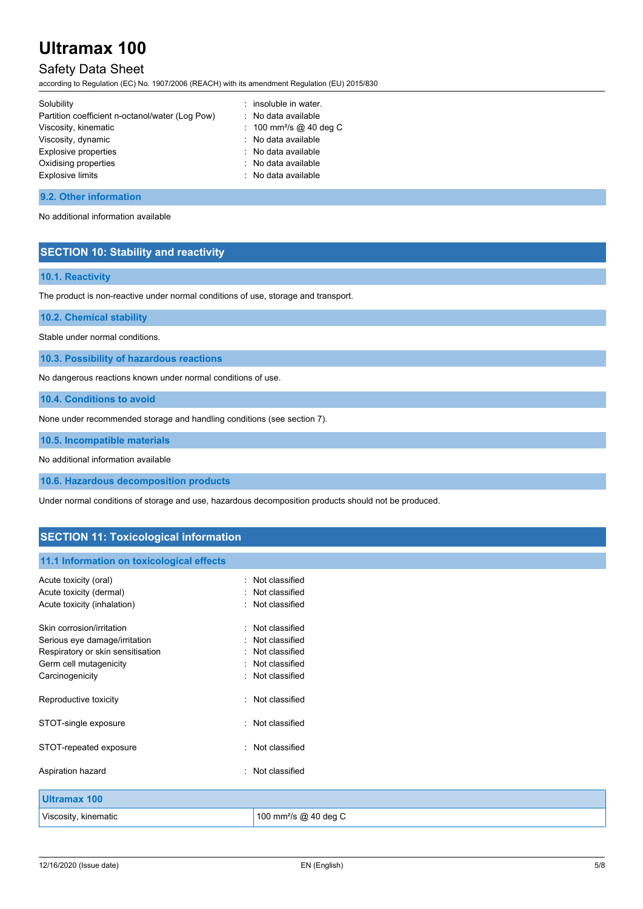| | | |
|---|---|---|
| Solubility | : | insoluble in water. |
| Partition coefficient n-octanol/water (Log Pow) | : | No data available |
| Viscosity, kinematic | : | 100 $mm^2/s$ @ 40 deg C |
| Viscosity, dynamic | : | No data available |
| Explosive properties | : | No data available |
| Oxidising properties | : | No data available |
| Explosive limits | : | No data available |

### 9.2. Other information

No additional information available

## SECTION 10: Stability and reactivity

### 10.1. Reactivity

The product is non-reactive under normal conditions of use, storage and transport.

### 10.2. Chemical stability

Stable under normal conditions.

### 10.3. Possibility of hazardous reactions

No dangerous reactions known under normal conditions of use.

### 10.4. Conditions to avoid

None under recommended storage and handling conditions (see section 7).

### 10.5. Incompatible materials

No additional information available

### 10.6. Hazardous decomposition products

Under normal conditions of storage and use, hazardous decomposition products should not be produced.

## SECTION 11: Toxicological information

### 11.1 Information on toxicological effects

| | | |
|---|---|---|
| Acute toxicity (oral) | : | Not classified |
| Acute toxicity (dermal) | : | Not classified |
| Acute toxicity (inhalation) | : | Not classified |
| Skin corrosion/irritation | : | Not classified |
| Serious eye damage/irritation | : | Not classified |
| Respiratory or skin sensitisation | : | Not classified |
| Germ cell mutagenicity | : | Not classified |
| Carcinogenicity | : | Not classified |
| Reproductive toxicity | : | Not classified |
| STOT-single exposure | : | Not classified |
| STOT-repeated exposure | : | Not classified |
| Aspiration hazard | : | Not classified |

| Ultramax 100 | |
|---|---|
| Viscosity, kinematic | 100 $mm^2/s$ @ 40 deg C |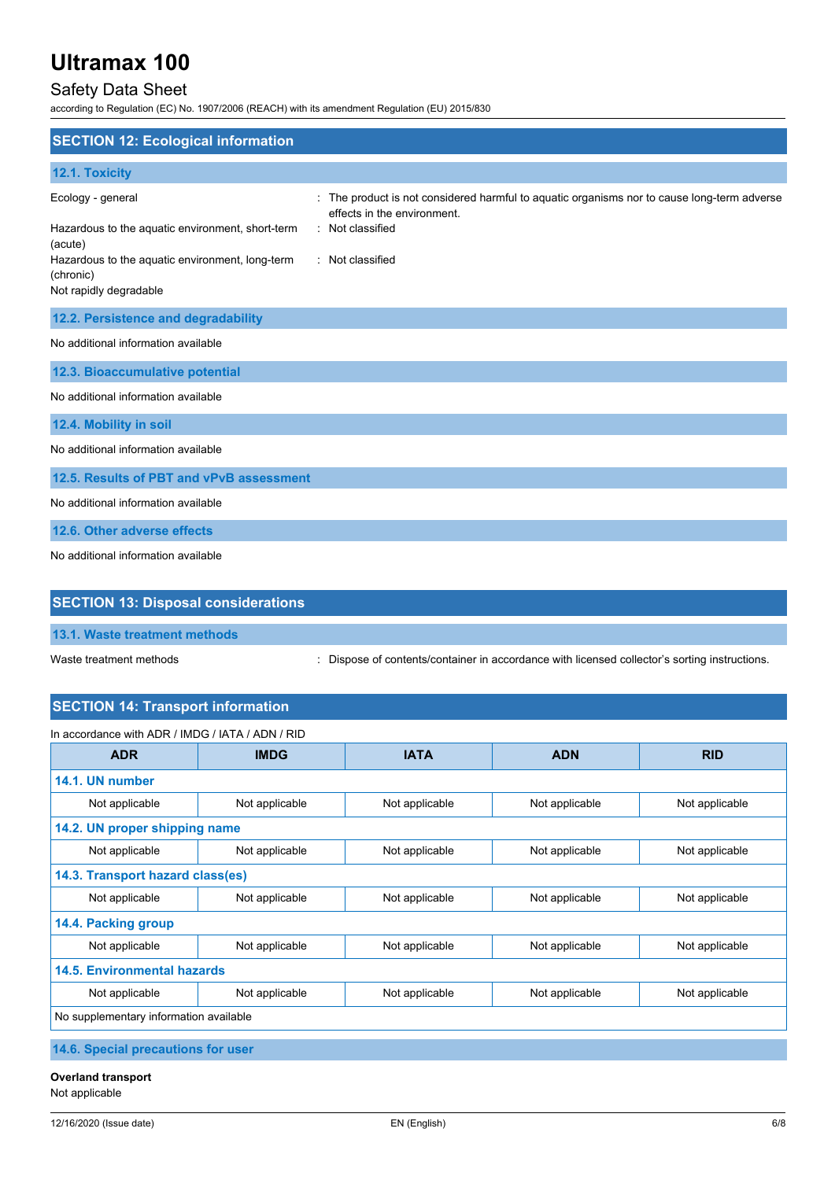## SECTION 12: Ecological information

### 12.1. Toxicity

Ecology - general : The product is not considered harmful to aquatic organisms nor to cause long-term adverse effects in the environment.

Hazardous to the aquatic environment, short-term (acute) : Not classified

Hazardous to the aquatic environment, long-term (chronic) : Not classified

Not rapidly degradable

### 12.2. Persistence and degradability

No additional information available

### 12.3. Bioaccumulative potential

No additional information available

### 12.4. Mobility in soil

No additional information available

### 12.5. Results of PBT and vPvB assessment

No additional information available

### 12.6. Other adverse effects

No additional information available

## SECTION 13: Disposal considerations

### 13.1. Waste treatment methods

Waste treatment methods : Dispose of contents/container in accordance with licensed collector's sorting instructions.

## SECTION 14: Transport information

In accordance with ADR / IMDG / IATA / ADN / RID

| ADR | IMDG | IATA | ADN | RID |
|---|---|---|---|---|
| **14.1. UN number** | | | | |
| Not applicable | Not applicable | Not applicable | Not applicable | Not applicable |
| **14.2. UN proper shipping name** | | | | |
| Not applicable | Not applicable | Not applicable | Not applicable | Not applicable |
| **14.3. Transport hazard class(es)** | | | | |
| Not applicable | Not applicable | Not applicable | Not applicable | Not applicable |
| **14.4. Packing group** | | | | |
| Not applicable | Not applicable | Not applicable | Not applicable | Not applicable |
| **14.5. Environmental hazards** | | | | |
| Not applicable | Not applicable | Not applicable | Not applicable | Not applicable |
| No supplementary information available | | | | |

### 14.6. Special precautions for user

**Overland transport**

Not applicable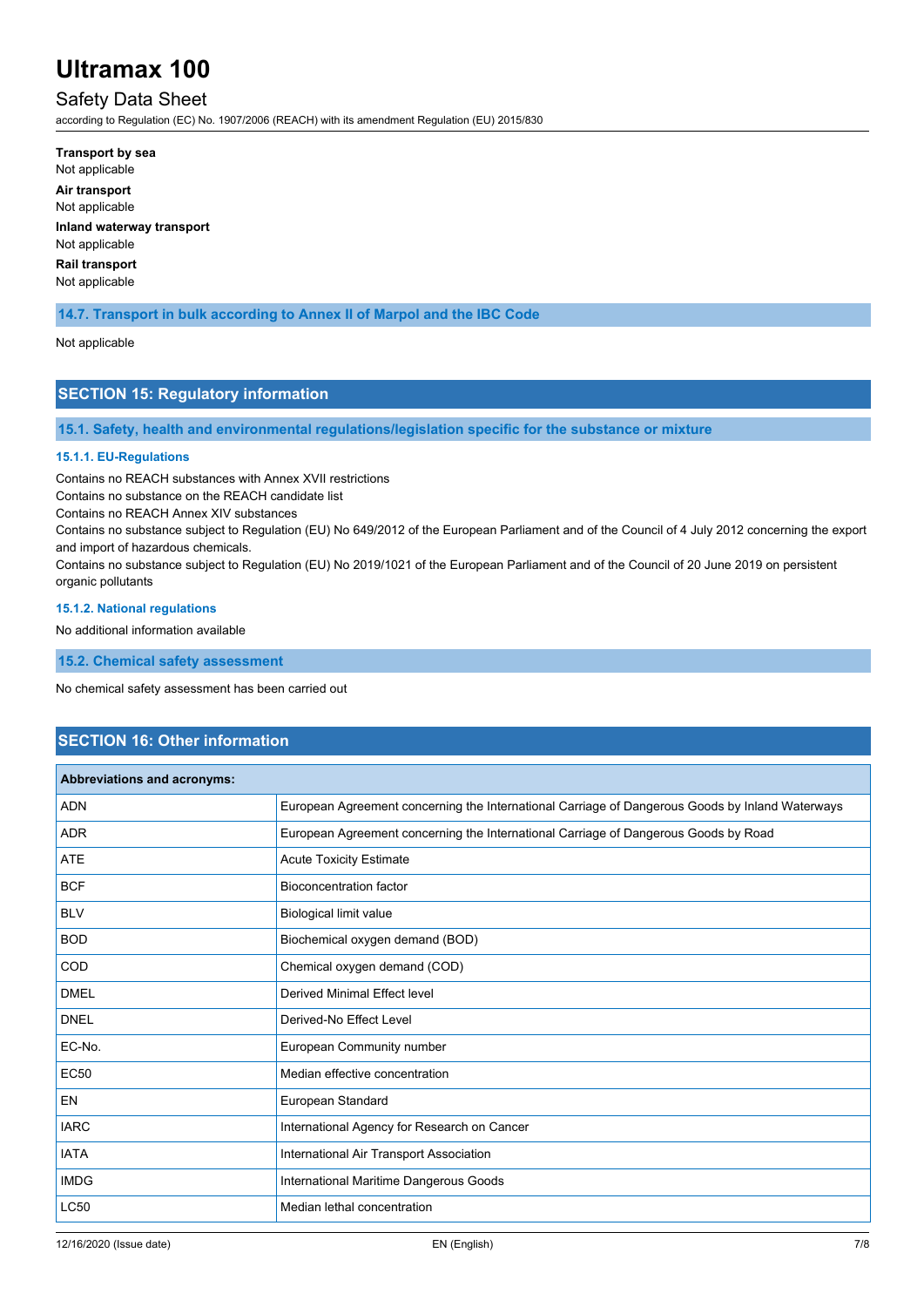**Transport by sea**

Not applicable

**Air transport**

Not applicable

**Inland waterway transport**

Not applicable

**Rail transport**

Not applicable

### 14.7. Transport in bulk according to Annex II of Marpol and the IBC Code

Not applicable

## SECTION 15: Regulatory information

### 15.1. Safety, health and environmental regulations/legislation specific for the substance or mixture

#### 15.1.1. EU-Regulations

Contains no REACH substances with Annex XVII restrictions

Contains no substance on the REACH candidate list

Contains no REACH Annex XIV substances

Contains no substance subject to Regulation (EU) No 649/2012 of the European Parliament and of the Council of 4 July 2012 concerning the export and import of hazardous chemicals.

Contains no substance subject to Regulation (EU) No 2019/1021 of the European Parliament and of the Council of 20 June 2019 on persistent organic pollutants

#### 15.1.2. National regulations

No additional information available

### 15.2. Chemical safety assessment

No chemical safety assessment has been carried out

## SECTION 16: Other information

| Abbreviations and acronyms: | |
|---|---|
| ADN | European Agreement concerning the International Carriage of Dangerous Goods by Inland Waterways |
| ADR | European Agreement concerning the International Carriage of Dangerous Goods by Road |
| ATE | Acute Toxicity Estimate |
| BCF | Bioconcentration factor |
| BLV | Biological limit value |
| BOD | Biochemical oxygen demand (BOD) |
| COD | Chemical oxygen demand (COD) |
| DMEL | Derived Minimal Effect level |
| DNEL | Derived-No Effect Level |
| EC-No. | European Community number |
| EC50 | Median effective concentration |
| EN | European Standard |
| IARC | International Agency for Research on Cancer |
| IATA | International Air Transport Association |
| IMDG | International Maritime Dangerous Goods |
| LC50 | Median lethal concentration |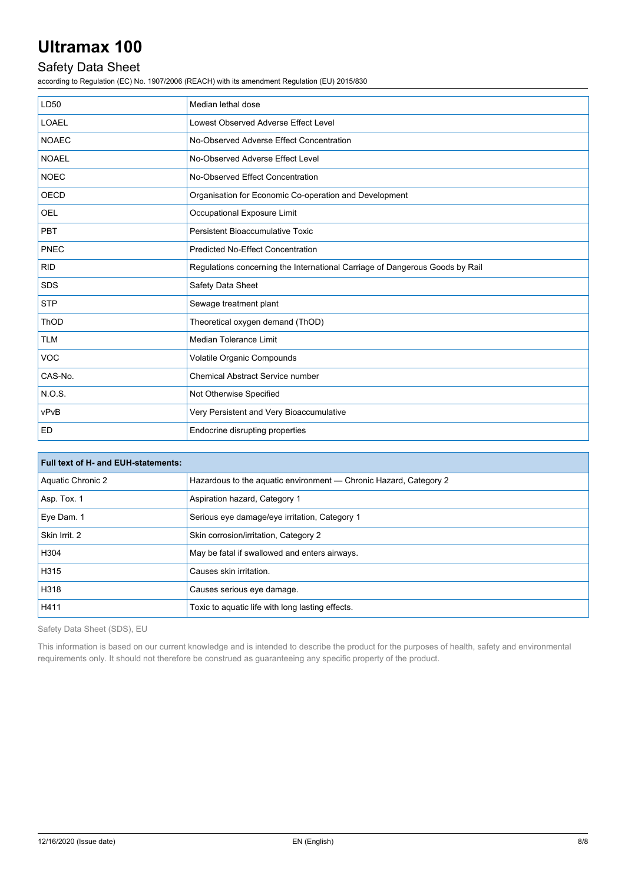| | |
|---|---|
| LD50 | Median lethal dose |
| LOAEL | Lowest Observed Adverse Effect Level |
| NOAEC | No-Observed Adverse Effect Concentration |
| NOAEL | No-Observed Adverse Effect Level |
| NOEC | No-Observed Effect Concentration |
| OECD | Organisation for Economic Co-operation and Development |
| OEL | Occupational Exposure Limit |
| PBT | Persistent Bioaccumulative Toxic |
| PNEC | Predicted No-Effect Concentration |
| RID | Regulations concerning the International Carriage of Dangerous Goods by Rail |
| SDS | Safety Data Sheet |
| STP | Sewage treatment plant |
| ThOD | Theoretical oxygen demand (ThOD) |
| TLM | Median Tolerance Limit |
| VOC | Volatile Organic Compounds |
| CAS-No. | Chemical Abstract Service number |
| N.O.S. | Not Otherwise Specified |
| vPvB | Very Persistent and Very Bioaccumulative |
| ED | Endocrine disrupting properties |

| **Full text of H- and EUH-statements:** | |
|---|---|
| Aquatic Chronic 2 | Hazardous to the aquatic environment — Chronic Hazard, Category 2 |
| Asp. Tox. 1 | Aspiration hazard, Category 1 |
| Eye Dam. 1 | Serious eye damage/eye irritation, Category 1 |
| Skin Irrit. 2 | Skin corrosion/irritation, Category 2 |
| H304 | May be fatal if swallowed and enters airways. |
| H315 | Causes skin irritation. |
| H318 | Causes serious eye damage. |
| H411 | Toxic to aquatic life with long lasting effects. |

Safety Data Sheet (SDS), EU

This information is based on our current knowledge and is intended to describe the product for the purposes of health, safety and environmental requirements only. It should not therefore be construed as guaranteeing any specific property of the product.